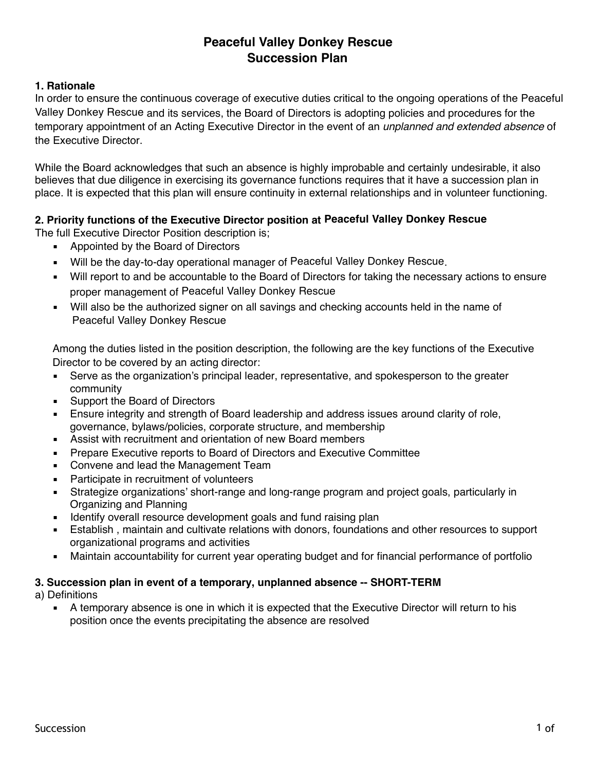# Peaceful Valley Donkey Rescue
# Succession Plan

## 1. Rationale

In order to ensure the continuous coverage of executive duties critical to the ongoing operations of the Peaceful Valley Donkey Rescue and its services, the Board of Directors is adopting policies and procedures for the temporary appointment of an Acting Executive Director in the event of an *unplanned and extended absence* of the Executive Director.

While the Board acknowledges that such an absence is highly improbable and certainly undesirable, it also believes that due diligence in exercising its governance functions requires that it have a succession plan in place. It is expected that this plan will ensure continuity in external relationships and in volunteer functioning.

## 2. Priority functions of the Executive Director position at Peaceful Valley Donkey Rescue

The full Executive Director Position description is;

- Appointed by the Board of Directors
- Will be the day-to-day operational manager of Peaceful Valley Donkey Rescue.
- Will report to and be accountable to the Board of Directors for taking the necessary actions to ensure proper management of Peaceful Valley Donkey Rescue
- Will also be the authorized signer on all savings and checking accounts held in the name of Peaceful Valley Donkey Rescue

Among the duties listed in the position description, the following are the key functions of the Executive Director to be covered by an acting director:

- Serve as the organization's principal leader, representative, and spokesperson to the greater community
- Support the Board of Directors
- Ensure integrity and strength of Board leadership and address issues around clarity of role, governance, bylaws/policies, corporate structure, and membership
- Assist with recruitment and orientation of new Board members
- Prepare Executive reports to Board of Directors and Executive Committee
- Convene and lead the Management Team
- Participate in recruitment of volunteers
- Strategize organizations' short-range and long-range program and project goals, particularly in Organizing and Planning
- Identify overall resource development goals and fund raising plan
- Establish , maintain and cultivate relations with donors, foundations and other resources to support organizational programs and activities
- Maintain accountability for current year operating budget and for financial performance of portfolio

## 3. Succession plan in event of a temporary, unplanned absence -- SHORT-TERM

a) Definitions

- A temporary absence is one in which it is expected that the Executive Director will return to his position once the events precipitating the absence are resolved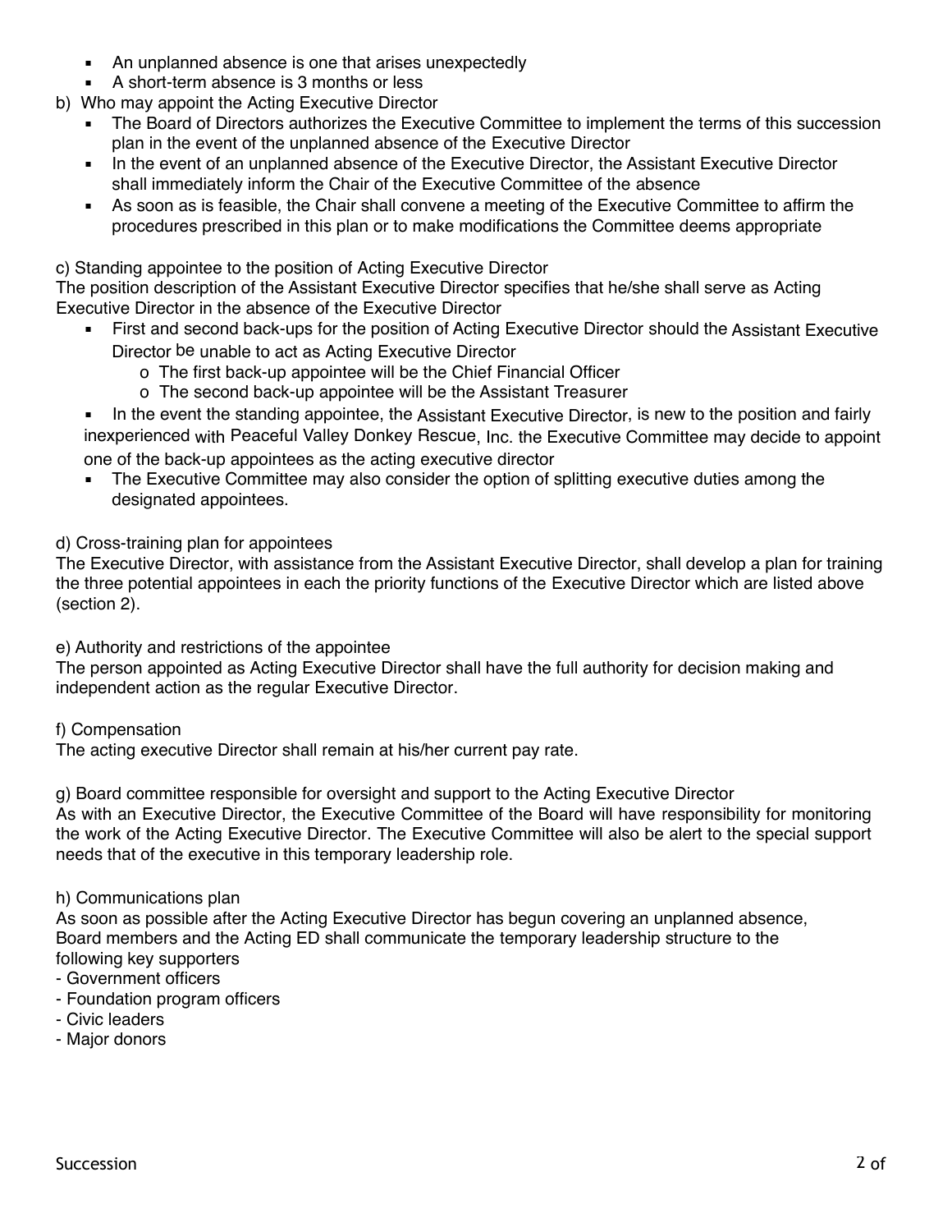- An unplanned absence is one that arises unexpectedly
- A short-term absence is 3 months or less

b) Who may appoint the Acting Executive Director

- The Board of Directors authorizes the Executive Committee to implement the terms of this succession plan in the event of the unplanned absence of the Executive Director
- In the event of an unplanned absence of the Executive Director, the Assistant Executive Director shall immediately inform the Chair of the Executive Committee of the absence
- As soon as is feasible, the Chair shall convene a meeting of the Executive Committee to affirm the procedures prescribed in this plan or to make modifications the Committee deems appropriate

c) Standing appointee to the position of Acting Executive Director

The position description of the Assistant Executive Director specifies that he/she shall serve as Acting Executive Director in the absence of the Executive Director

- First and second back-ups for the position of Acting Executive Director should the Assistant Executive Director be unable to act as Acting Executive Director
    - o The first back-up appointee will be the Chief Financial Officer
    - o The second back-up appointee will be the Assistant Treasurer
- In the event the standing appointee, the Assistant Executive Director, is new to the position and fairly inexperienced with Peaceful Valley Donkey Rescue, Inc. the Executive Committee may decide to appoint one of the back-up appointees as the acting executive director
- The Executive Committee may also consider the option of splitting executive duties among the designated appointees.

d) Cross-training plan for appointees

The Executive Director, with assistance from the Assistant Executive Director, shall develop a plan for training the three potential appointees in each the priority functions of the Executive Director which are listed above (section 2).

e) Authority and restrictions of the appointee

The person appointed as Acting Executive Director shall have the full authority for decision making and independent action as the regular Executive Director.

f) Compensation

The acting executive Director shall remain at his/her current pay rate.

g) Board committee responsible for oversight and support to the Acting Executive Director

As with an Executive Director, the Executive Committee of the Board will have responsibility for monitoring the work of the Acting Executive Director. The Executive Committee will also be alert to the special support needs that of the executive in this temporary leadership role.

h) Communications plan

As soon as possible after the Acting Executive Director has begun covering an unplanned absence, Board members and the Acting ED shall communicate the temporary leadership structure to the following key supporters

- Government officers
- Foundation program officers
- Civic leaders
- Major donors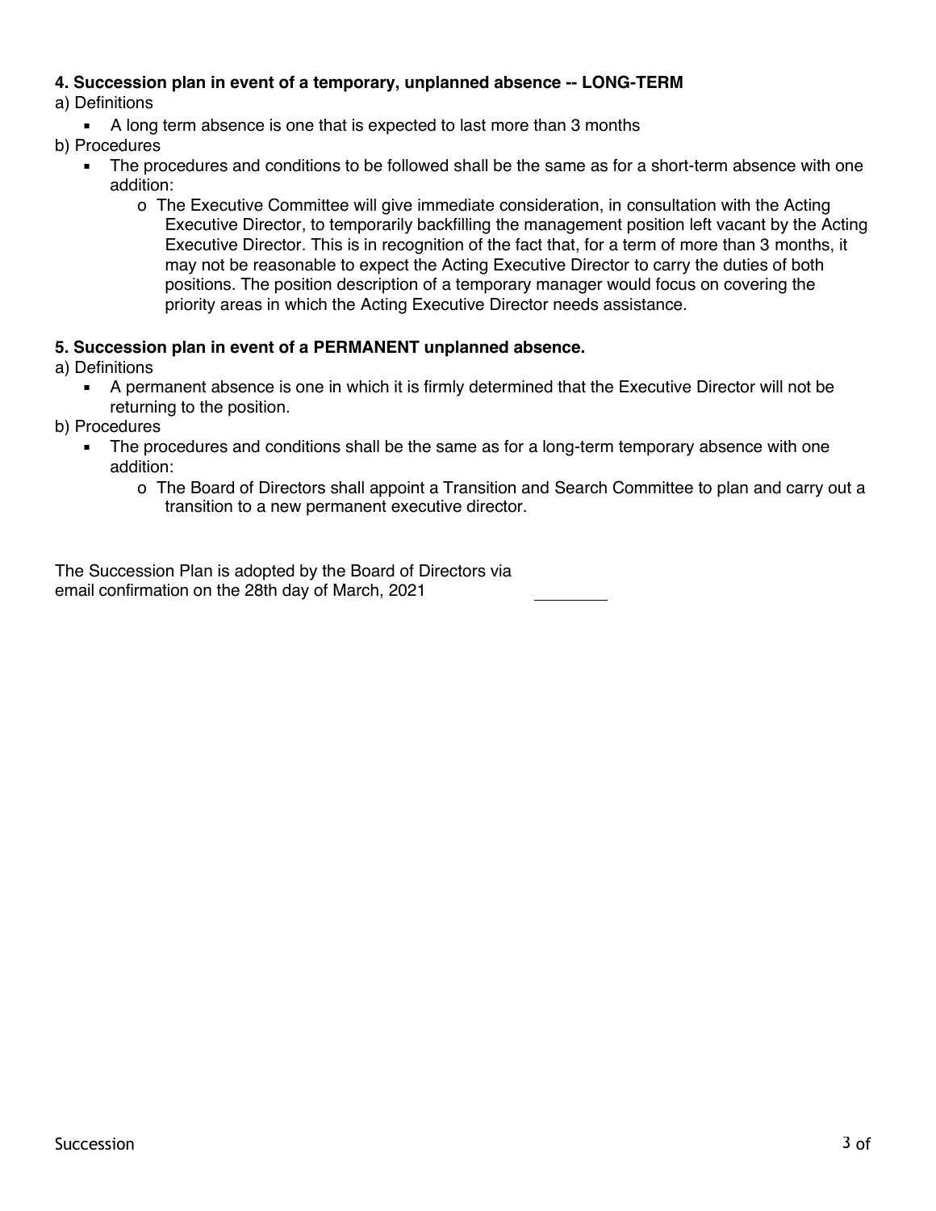**4. Succession plan in event of a temporary, unplanned absence -- LONG-TERM**

a) Definitions

- A long term absence is one that is expected to last more than 3 months

b) Procedures

- The procedures and conditions to be followed shall be the same as for a short-term absence with one addition:
  - The Executive Committee will give immediate consideration, in consultation with the Acting Executive Director, to temporarily backfilling the management position left vacant by the Acting Executive Director. This is in recognition of the fact that, for a term of more than 3 months, it may not be reasonable to expect the Acting Executive Director to carry the duties of both positions. The position description of a temporary manager would focus on covering the priority areas in which the Acting Executive Director needs assistance.

**5. Succession plan in event of a PERMANENT unplanned absence.**

a) Definitions

- A permanent absence is one in which it is firmly determined that the Executive Director will not be returning to the position.

b) Procedures

- The procedures and conditions shall be the same as for a long-term temporary absence with one addition:
  - The Board of Directors shall appoint a Transition and Search Committee to plan and carry out a transition to a new permanent executive director.

The Succession Plan is adopted by the Board of Directors via email confirmation on the 28th day of March, 2021 ________